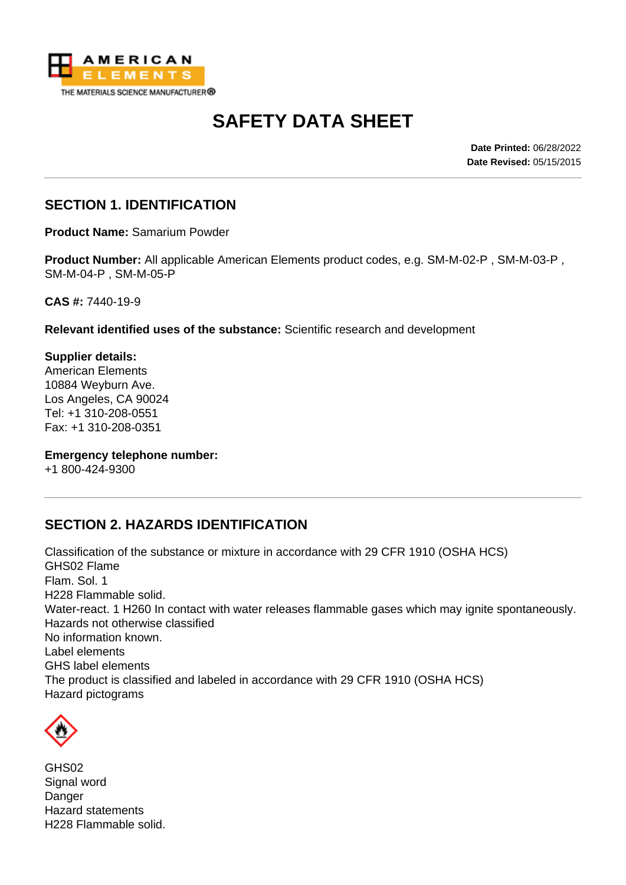# SAFETY DATA SHEET

**Date Printed:** 06/28/2022
**Date Revised:** 05/15/2015

## SECTION 1. IDENTIFICATION

**Product Name:** Samarium Powder

**Product Number:** All applicable American Elements product codes, e.g. SM-M-02-P , SM-M-03-P , SM-M-04-P , SM-M-05-P

**CAS #:** 7440-19-9

**Relevant identified uses of the substance:** Scientific research and development

**Supplier details:**
American Elements
10884 Weyburn Ave.
Los Angeles, CA 90024
Tel: +1 310-208-0551
Fax: +1 310-208-0351

**Emergency telephone number:**
+1 800-424-9300

## SECTION 2. HAZARDS IDENTIFICATION

Classification of the substance or mixture in accordance with 29 CFR 1910 (OSHA HCS)
GHS02 Flame
Flam. Sol. 1
H228 Flammable solid.
Water-react. 1 H260 In contact with water releases flammable gases which may ignite spontaneously.
Hazards not otherwise classified
No information known.
Label elements
GHS label elements
The product is classified and labeled in accordance with 29 CFR 1910 (OSHA HCS)
Hazard pictograms

GHS02
Signal word
Danger
Hazard statements
H228 Flammable solid.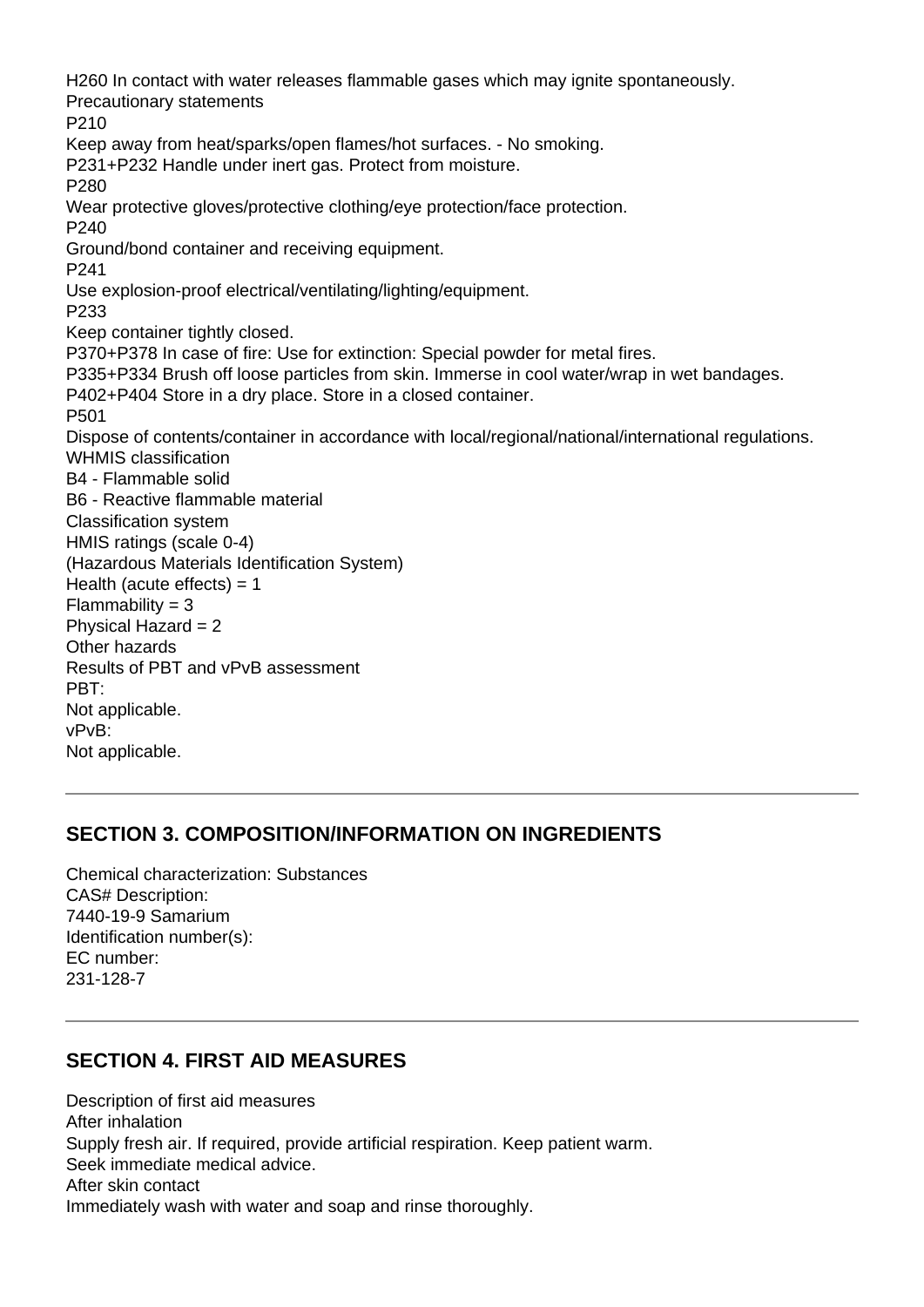H260 In contact with water releases flammable gases which may ignite spontaneously.
Precautionary statements
P210
Keep away from heat/sparks/open flames/hot surfaces. - No smoking.
P231+P232 Handle under inert gas. Protect from moisture.
P280
Wear protective gloves/protective clothing/eye protection/face protection.
P240
Ground/bond container and receiving equipment.
P241
Use explosion-proof electrical/ventilating/lighting/equipment.
P233
Keep container tightly closed.
P370+P378 In case of fire: Use for extinction: Special powder for metal fires.
P335+P334 Brush off loose particles from skin. Immerse in cool water/wrap in wet bandages.
P402+P404 Store in a dry place. Store in a closed container.
P501
Dispose of contents/container in accordance with local/regional/national/international regulations.
WHMIS classification
B4 - Flammable solid
B6 - Reactive flammable material
Classification system
HMIS ratings (scale 0-4)
(Hazardous Materials Identification System)
Health (acute effects) = 1
Flammability = 3
Physical Hazard = 2
Other hazards
Results of PBT and vPvB assessment
PBT:
Not applicable.
vPvB:
Not applicable.

## SECTION 3. COMPOSITION/INFORMATION ON INGREDIENTS

Chemical characterization: Substances
CAS# Description:
7440-19-9 Samarium
Identification number(s):
EC number:
231-128-7

## SECTION 4. FIRST AID MEASURES

Description of first aid measures
After inhalation
Supply fresh air. If required, provide artificial respiration. Keep patient warm.
Seek immediate medical advice.
After skin contact
Immediately wash with water and soap and rinse thoroughly.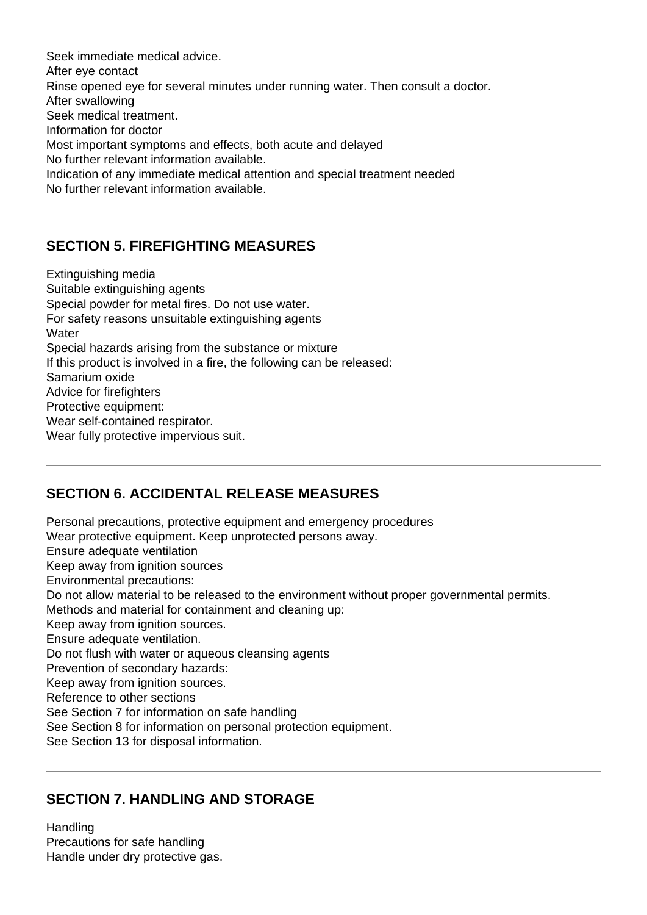Seek immediate medical advice.
After eye contact
Rinse opened eye for several minutes under running water. Then consult a doctor.
After swallowing
Seek medical treatment.
Information for doctor
Most important symptoms and effects, both acute and delayed
No further relevant information available.
Indication of any immediate medical attention and special treatment needed
No further relevant information available.

---

## SECTION 5. FIREFIGHTING MEASURES

Extinguishing media
Suitable extinguishing agents
Special powder for metal fires. Do not use water.
For safety reasons unsuitable extinguishing agents
Water
Special hazards arising from the substance or mixture
If this product is involved in a fire, the following can be released:
Samarium oxide
Advice for firefighters
Protective equipment:
Wear self-contained respirator.
Wear fully protective impervious suit.

---

## SECTION 6. ACCIDENTAL RELEASE MEASURES

Personal precautions, protective equipment and emergency procedures
Wear protective equipment. Keep unprotected persons away.
Ensure adequate ventilation
Keep away from ignition sources
Environmental precautions:
Do not allow material to be released to the environment without proper governmental permits.
Methods and material for containment and cleaning up:
Keep away from ignition sources.
Ensure adequate ventilation.
Do not flush with water or aqueous cleansing agents
Prevention of secondary hazards:
Keep away from ignition sources.
Reference to other sections
See Section 7 for information on safe handling
See Section 8 for information on personal protection equipment.
See Section 13 for disposal information.

---

## SECTION 7. HANDLING AND STORAGE

Handling
Precautions for safe handling
Handle under dry protective gas.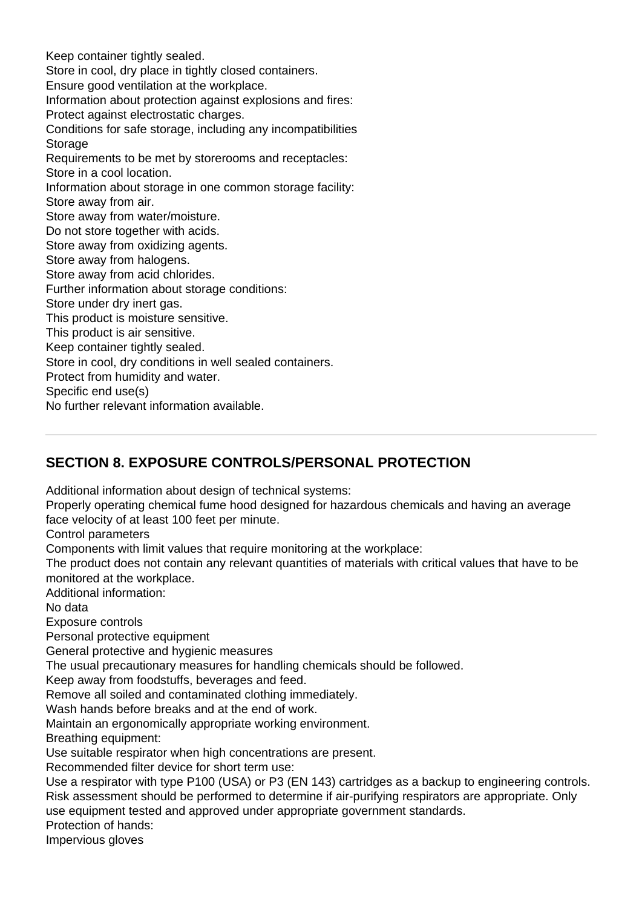Keep container tightly sealed.
Store in cool, dry place in tightly closed containers.
Ensure good ventilation at the workplace.
Information about protection against explosions and fires:
Protect against electrostatic charges.
Conditions for safe storage, including any incompatibilities
Storage
Requirements to be met by storerooms and receptacles:
Store in a cool location.
Information about storage in one common storage facility:
Store away from air.
Store away from water/moisture.
Do not store together with acids.
Store away from oxidizing agents.
Store away from halogens.
Store away from acid chlorides.
Further information about storage conditions:
Store under dry inert gas.
This product is moisture sensitive.
This product is air sensitive.
Keep container tightly sealed.
Store in cool, dry conditions in well sealed containers.
Protect from humidity and water.
Specific end use(s)
No further relevant information available.

---

## SECTION 8. EXPOSURE CONTROLS/PERSONAL PROTECTION

Additional information about design of technical systems:
Properly operating chemical fume hood designed for hazardous chemicals and having an average face velocity of at least 100 feet per minute.
Control parameters
Components with limit values that require monitoring at the workplace:
The product does not contain any relevant quantities of materials with critical values that have to be monitored at the workplace.
Additional information:
No data
Exposure controls
Personal protective equipment
General protective and hygienic measures
The usual precautionary measures for handling chemicals should be followed.
Keep away from foodstuffs, beverages and feed.
Remove all soiled and contaminated clothing immediately.
Wash hands before breaks and at the end of work.
Maintain an ergonomically appropriate working environment.
Breathing equipment:
Use suitable respirator when high concentrations are present.
Recommended filter device for short term use:
Use a respirator with type P100 (USA) or P3 (EN 143) cartridges as a backup to engineering controls. Risk assessment should be performed to determine if air-purifying respirators are appropriate. Only use equipment tested and approved under appropriate government standards.
Protection of hands:
Impervious gloves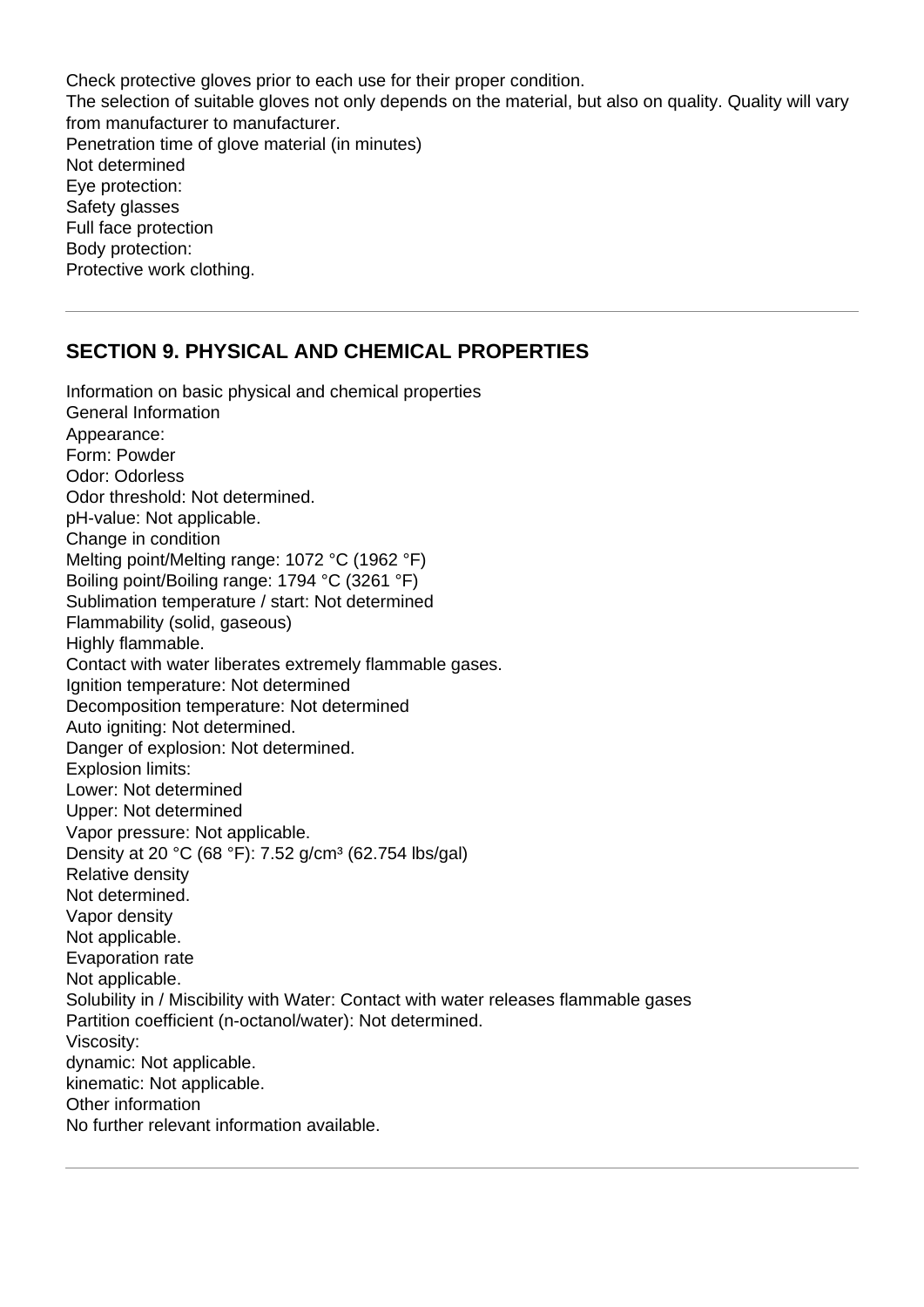Check protective gloves prior to each use for their proper condition.
The selection of suitable gloves not only depends on the material, but also on quality. Quality will vary from manufacturer to manufacturer.
Penetration time of glove material (in minutes)
Not determined
Eye protection:
Safety glasses
Full face protection
Body protection:
Protective work clothing.

---

## SECTION 9. PHYSICAL AND CHEMICAL PROPERTIES

Information on basic physical and chemical properties
General Information
Appearance:
Form: Powder
Odor: Odorless
Odor threshold: Not determined.
pH-value: Not applicable.
Change in condition
Melting point/Melting range: 1072 °C (1962 °F)
Boiling point/Boiling range: 1794 °C (3261 °F)
Sublimation temperature / start: Not determined
Flammability (solid, gaseous)
Highly flammable.
Contact with water liberates extremely flammable gases.
Ignition temperature: Not determined
Decomposition temperature: Not determined
Auto igniting: Not determined.
Danger of explosion: Not determined.
Explosion limits:
Lower: Not determined
Upper: Not determined
Vapor pressure: Not applicable.
Density at 20 °C (68 °F): 7.52 g/cm³ (62.754 lbs/gal)
Relative density
Not determined.
Vapor density
Not applicable.
Evaporation rate
Not applicable.
Solubility in / Miscibility with Water: Contact with water releases flammable gases
Partition coefficient (n-octanol/water): Not determined.
Viscosity:
dynamic: Not applicable.
kinematic: Not applicable.
Other information
No further relevant information available.

---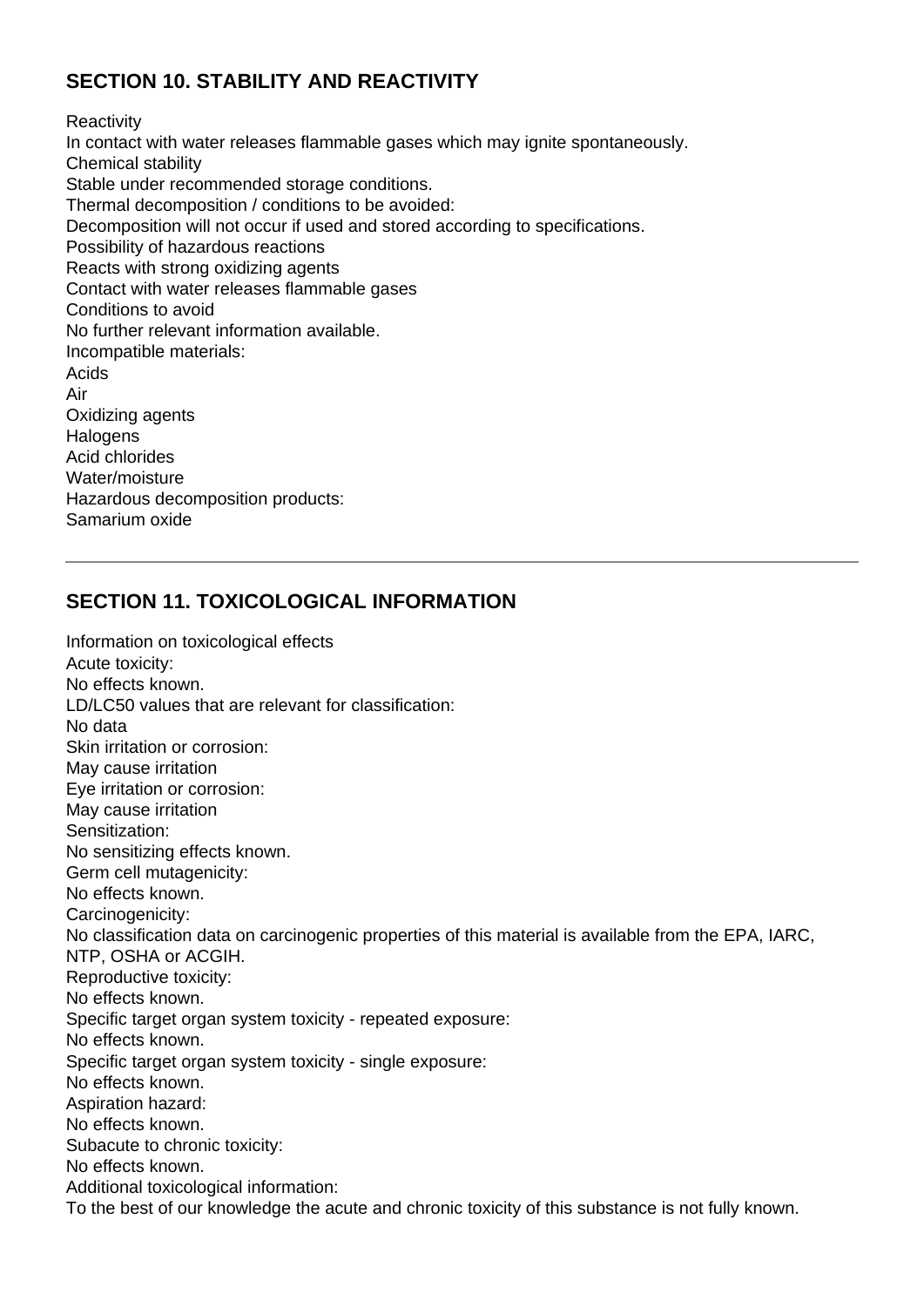## SECTION 10. STABILITY AND REACTIVITY

Reactivity
In contact with water releases flammable gases which may ignite spontaneously.
Chemical stability
Stable under recommended storage conditions.
Thermal decomposition / conditions to be avoided:
Decomposition will not occur if used and stored according to specifications.
Possibility of hazardous reactions
Reacts with strong oxidizing agents
Contact with water releases flammable gases
Conditions to avoid
No further relevant information available.
Incompatible materials:
Acids
Air
Oxidizing agents
Halogens
Acid chlorides
Water/moisture
Hazardous decomposition products:
Samarium oxide

---

## SECTION 11. TOXICOLOGICAL INFORMATION

Information on toxicological effects
Acute toxicity:
No effects known.
LD/LC50 values that are relevant for classification:
No data
Skin irritation or corrosion:
May cause irritation
Eye irritation or corrosion:
May cause irritation
Sensitization:
No sensitizing effects known.
Germ cell mutagenicity:
No effects known.
Carcinogenicity:
No classification data on carcinogenic properties of this material is available from the EPA, IARC, NTP, OSHA or ACGIH.
Reproductive toxicity:
No effects known.
Specific target organ system toxicity - repeated exposure:
No effects known.
Specific target organ system toxicity - single exposure:
No effects known.
Aspiration hazard:
No effects known.
Subacute to chronic toxicity:
No effects known.
Additional toxicological information:
To the best of our knowledge the acute and chronic toxicity of this substance is not fully known.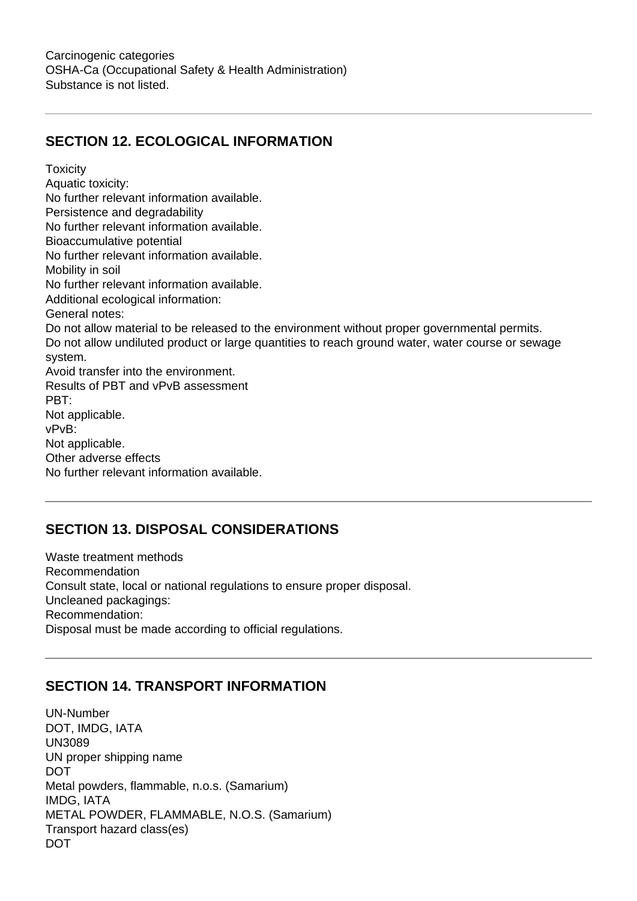Carcinogenic categories
OSHA-Ca (Occupational Safety & Health Administration)
Substance is not listed.

---

## SECTION 12. ECOLOGICAL INFORMATION

Toxicity
Aquatic toxicity:
No further relevant information available.
Persistence and degradability
No further relevant information available.
Bioaccumulative potential
No further relevant information available.
Mobility in soil
No further relevant information available.
Additional ecological information:
General notes:
Do not allow material to be released to the environment without proper governmental permits.
Do not allow undiluted product or large quantities to reach ground water, water course or sewage system.
Avoid transfer into the environment.
Results of PBT and vPvB assessment
PBT:
Not applicable.
vPvB:
Not applicable.
Other adverse effects
No further relevant information available.

---

## SECTION 13. DISPOSAL CONSIDERATIONS

Waste treatment methods
Recommendation
Consult state, local or national regulations to ensure proper disposal.
Uncleaned packagings:
Recommendation:
Disposal must be made according to official regulations.

---

## SECTION 14. TRANSPORT INFORMATION

UN-Number
DOT, IMDG, IATA
UN3089
UN proper shipping name
DOT
Metal powders, flammable, n.o.s. (Samarium)
IMDG, IATA
METAL POWDER, FLAMMABLE, N.O.S. (Samarium)
Transport hazard class(es)
DOT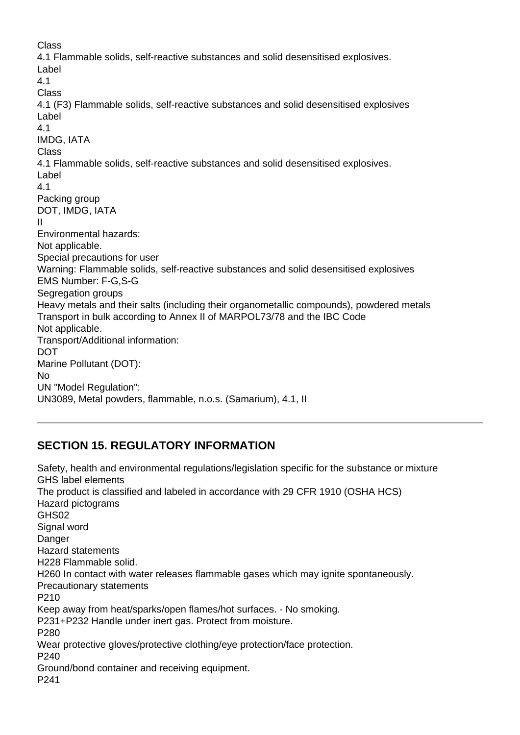Class
4.1 Flammable solids, self-reactive substances and solid desensitised explosives.
Label
4.1
Class
4.1 (F3) Flammable solids, self-reactive substances and solid desensitised explosives
Label
4.1
IMDG, IATA
Class
4.1 Flammable solids, self-reactive substances and solid desensitised explosives.
Label
4.1
Packing group
DOT, IMDG, IATA
II
Environmental hazards:
Not applicable.
Special precautions for user
Warning: Flammable solids, self-reactive substances and solid desensitised explosives
EMS Number: F-G,S-G
Segregation groups
Heavy metals and their salts (including their organometallic compounds), powdered metals
Transport in bulk according to Annex II of MARPOL73/78 and the IBC Code
Not applicable.
Transport/Additional information:
DOT
Marine Pollutant (DOT):
No
UN "Model Regulation":
UN3089, Metal powders, flammable, n.o.s. (Samarium), 4.1, II

---

## SECTION 15. REGULATORY INFORMATION

Safety, health and environmental regulations/legislation specific for the substance or mixture
GHS label elements
The product is classified and labeled in accordance with 29 CFR 1910 (OSHA HCS)
Hazard pictograms
GHS02
Signal word
Danger
Hazard statements
H228 Flammable solid.
H260 In contact with water releases flammable gases which may ignite spontaneously.
Precautionary statements
P210
Keep away from heat/sparks/open flames/hot surfaces. - No smoking.
P231+P232 Handle under inert gas. Protect from moisture.
P280
Wear protective gloves/protective clothing/eye protection/face protection.
P240
Ground/bond container and receiving equipment.
P241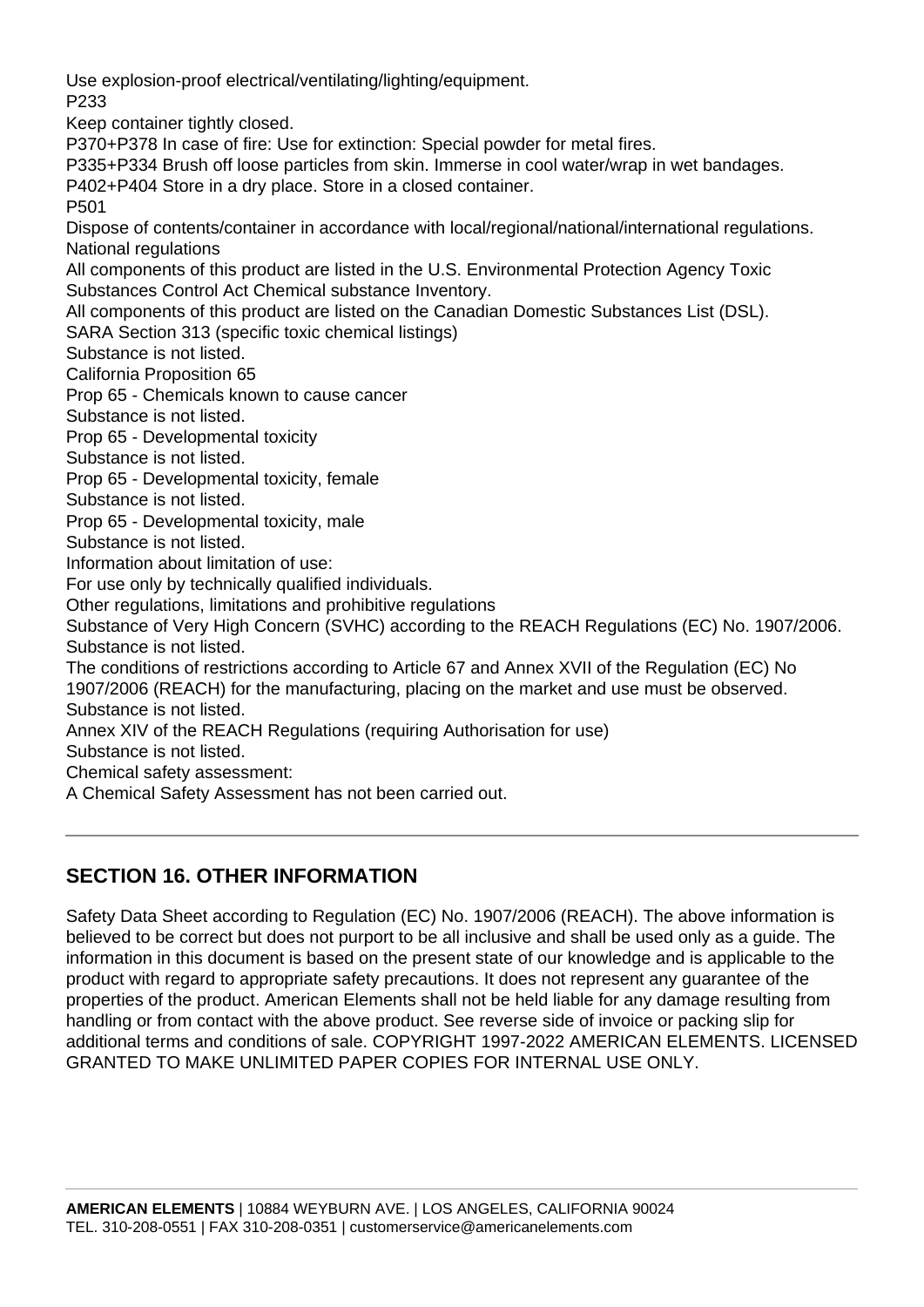Use explosion-proof electrical/ventilating/lighting/equipment.
P233
Keep container tightly closed.
P370+P378 In case of fire: Use for extinction: Special powder for metal fires.
P335+P334 Brush off loose particles from skin. Immerse in cool water/wrap in wet bandages.
P402+P404 Store in a dry place. Store in a closed container.
P501
Dispose of contents/container in accordance with local/regional/national/international regulations.
National regulations
All components of this product are listed in the U.S. Environmental Protection Agency Toxic Substances Control Act Chemical substance Inventory.
All components of this product are listed on the Canadian Domestic Substances List (DSL).
SARA Section 313 (specific toxic chemical listings)
Substance is not listed.
California Proposition 65
Prop 65 - Chemicals known to cause cancer
Substance is not listed.
Prop 65 - Developmental toxicity
Substance is not listed.
Prop 65 - Developmental toxicity, female
Substance is not listed.
Prop 65 - Developmental toxicity, male
Substance is not listed.
Information about limitation of use:
For use only by technically qualified individuals.
Other regulations, limitations and prohibitive regulations
Substance of Very High Concern (SVHC) according to the REACH Regulations (EC) No. 1907/2006.
Substance is not listed.
The conditions of restrictions according to Article 67 and Annex XVII of the Regulation (EC) No 1907/2006 (REACH) for the manufacturing, placing on the market and use must be observed.
Substance is not listed.
Annex XIV of the REACH Regulations (requiring Authorisation for use)
Substance is not listed.
Chemical safety assessment:
A Chemical Safety Assessment has not been carried out.

## SECTION 16. OTHER INFORMATION

Safety Data Sheet according to Regulation (EC) No. 1907/2006 (REACH). The above information is believed to be correct but does not purport to be all inclusive and shall be used only as a guide. The information in this document is based on the present state of our knowledge and is applicable to the product with regard to appropriate safety precautions. It does not represent any guarantee of the properties of the product. American Elements shall not be held liable for any damage resulting from handling or from contact with the above product. See reverse side of invoice or packing slip for additional terms and conditions of sale. COPYRIGHT 1997-2022 AMERICAN ELEMENTS. LICENSED GRANTED TO MAKE UNLIMITED PAPER COPIES FOR INTERNAL USE ONLY.